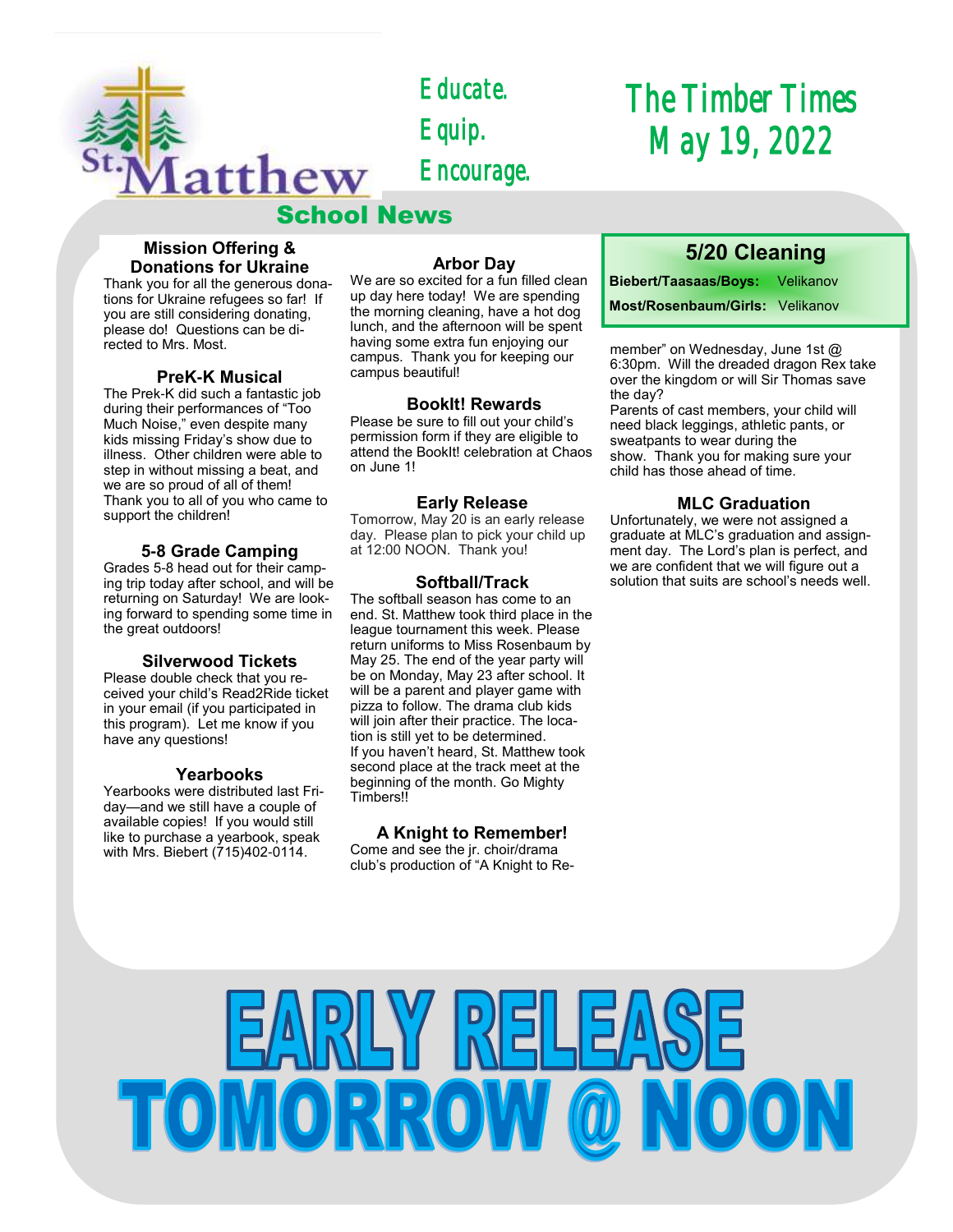St. Matthew

Educate.
Equip.
Encourage.

# The Timber Times
# May 19, 2022

## School News

### Mission Offering & Donations for Ukraine

Thank you for all the generous donations for Ukraine refugees so far! If you are still considering donating, please do! Questions can be directed to Mrs. Most.

### PreK-K Musical

The Prek-K did such a fantastic job during their performances of "Too Much Noise," even despite many kids missing Friday's show due to illness. Other children were able to step in without missing a beat, and we are so proud of all of them! Thank you to all of you who came to support the children!

### 5-8 Grade Camping

Grades 5-8 head out for their camping trip today after school, and will be returning on Saturday! We are looking forward to spending some time in the great outdoors!

### Silverwood Tickets

Please double check that you received your child's Read2Ride ticket in your email (if you participated in this program). Let me know if you have any questions!

### Yearbooks

Yearbooks were distributed last Friday—and we still have a couple of available copies! If you would still like to purchase a yearbook, speak with Mrs. Biebert (715)402-0114.

### Arbor Day

We are so excited for a fun filled clean up day here today! We are spending the morning cleaning, have a hot dog lunch, and the afternoon will be spent having some extra fun enjoying our campus. Thank you for keeping our campus beautiful!

### BookIt! Rewards

Please be sure to fill out your child's permission form if they are eligible to attend the BookIt! celebration at Chaos on June 1!

### Early Release

Tomorrow, May 20 is an early release day. Please plan to pick your child up at 12:00 NOON. Thank you!

### Softball/Track

The softball season has come to an end. St. Matthew took third place in the league tournament this week. Please return uniforms to Miss Rosenbaum by May 25. The end of the year party will be on Monday, May 23 after school. It will be a parent and player game with pizza to follow. The drama club kids will join after their practice. The location is still yet to be determined.
If you haven't heard, St. Matthew took second place at the track meet at the beginning of the month. Go Mighty Timbers!!

### A Knight to Remember!

Come and see the jr. choir/drama club's production of "A Knight to Remember" on Wednesday, June 1st @ 6:30pm. Will the dreaded dragon Rex take over the kingdom or will Sir Thomas save the day?
Parents of cast members, your child will need black leggings, athletic pants, or sweatpants to wear during the show. Thank you for making sure your child has those ahead of time.

### 5/20 Cleaning

| | |
|---|---|
| **Biebert/Taasaas/Boys:** | Velikanov |
| **Most/Rosenbaum/Girls:** | Velikanov |

### MLC Graduation

Unfortunately, we were not assigned a graduate at MLC's graduation and assignment day. The Lord's plan is perfect, and we are confident that we will figure out a solution that suits are school's needs well.

# EARLY RELEASE TOMORROW @ NOON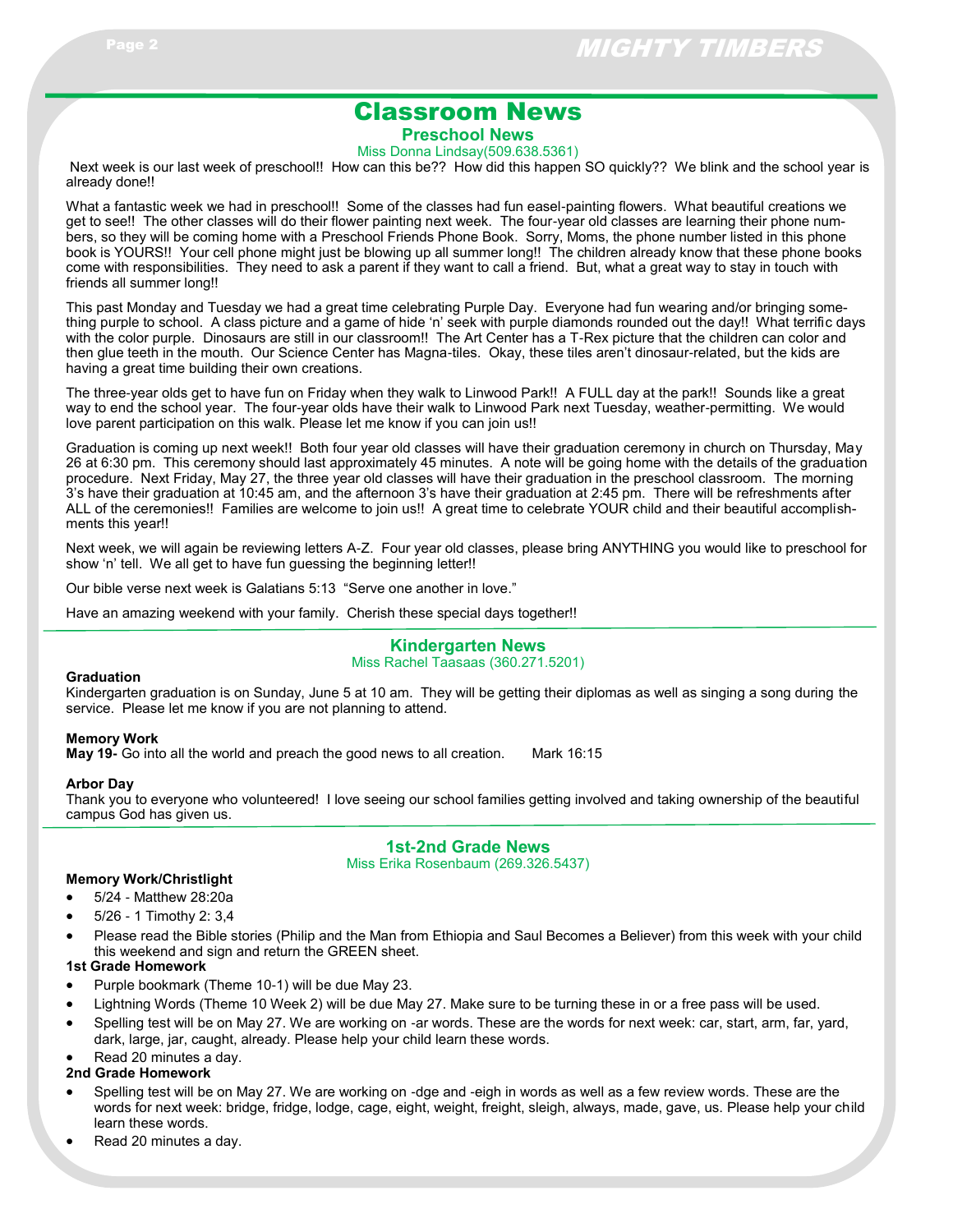# Classroom News

## Preschool News

Miss Donna Lindsay(509.638.5361)

Next week is our last week of preschool!! How can this be?? How did this happen SO quickly?? We blink and the school year is already done!!

What a fantastic week we had in preschool!! Some of the classes had fun easel-painting flowers. What beautiful creations we get to see!! The other classes will do their flower painting next week. The four-year old classes are learning their phone numbers, so they will be coming home with a Preschool Friends Phone Book. Sorry, Moms, the phone number listed in this phone book is YOURS!! Your cell phone might just be blowing up all summer long!! The children already know that these phone books come with responsibilities. They need to ask a parent if they want to call a friend. But, what a great way to stay in touch with friends all summer long!!

This past Monday and Tuesday we had a great time celebrating Purple Day. Everyone had fun wearing and/or bringing something purple to school. A class picture and a game of hide 'n' seek with purple diamonds rounded out the day!! What terrific days with the color purple. Dinosaurs are still in our classroom!! The Art Center has a T-Rex picture that the children can color and then glue teeth in the mouth. Our Science Center has Magna-tiles. Okay, these tiles aren't dinosaur-related, but the kids are having a great time building their own creations.

The three-year olds get to have fun on Friday when they walk to Linwood Park!! A FULL day at the park!! Sounds like a great way to end the school year. The four-year olds have their walk to Linwood Park next Tuesday, weather-permitting. We would love parent participation on this walk. Please let me know if you can join us!!

Graduation is coming up next week!! Both four year old classes will have their graduation ceremony in church on Thursday, May 26 at 6:30 pm. This ceremony should last approximately 45 minutes. A note will be going home with the details of the graduation procedure. Next Friday, May 27, the three year old classes will have their graduation in the preschool classroom. The morning 3's have their graduation at 10:45 am, and the afternoon 3's have their graduation at 2:45 pm. There will be refreshments after ALL of the ceremonies!! Families are welcome to join us!! A great time to celebrate YOUR child and their beautiful accomplishments this year!!

Next week, we will again be reviewing letters A-Z. Four year old classes, please bring ANYTHING you would like to preschool for show 'n' tell. We all get to have fun guessing the beginning letter!!

Our bible verse next week is Galatians 5:13 "Serve one another in love."

Have an amazing weekend with your family. Cherish these special days together!!

## Kindergarten News

Miss Rachel Taasaas (360.271.5201)

**Graduation**

Kindergarten graduation is on Sunday, June 5 at 10 am. They will be getting their diplomas as well as singing a song during the service. Please let me know if you are not planning to attend.

**Memory Work**

**May 19-** Go into all the world and preach the good news to all creation. Mark 16:15

**Arbor Day**

Thank you to everyone who volunteered! I love seeing our school families getting involved and taking ownership of the beautiful campus God has given us.

## 1st-2nd Grade News

Miss Erika Rosenbaum (269.326.5437)

**Memory Work/Christlight**

- 5/24 - Matthew 28:20a
- 5/26 - 1 Timothy 2: 3,4
- Please read the Bible stories (Philip and the Man from Ethiopia and Saul Becomes a Believer) from this week with your child this weekend and sign and return the GREEN sheet.

**1st Grade Homework**

- Purple bookmark (Theme 10-1) will be due May 23.
- Lightning Words (Theme 10 Week 2) will be due May 27. Make sure to be turning these in or a free pass will be used.
- Spelling test will be on May 27. We are working on -ar words. These are the words for next week: car, start, arm, far, yard, dark, large, jar, caught, already. Please help your child learn these words.
- Read 20 minutes a day.

**2nd Grade Homework**

- Spelling test will be on May 27. We are working on -dge and -eigh in words as well as a few review words. These are the words for next week: bridge, fridge, lodge, cage, eight, weight, freight, sleigh, always, made, gave, us. Please help your child learn these words.
- Read 20 minutes a day.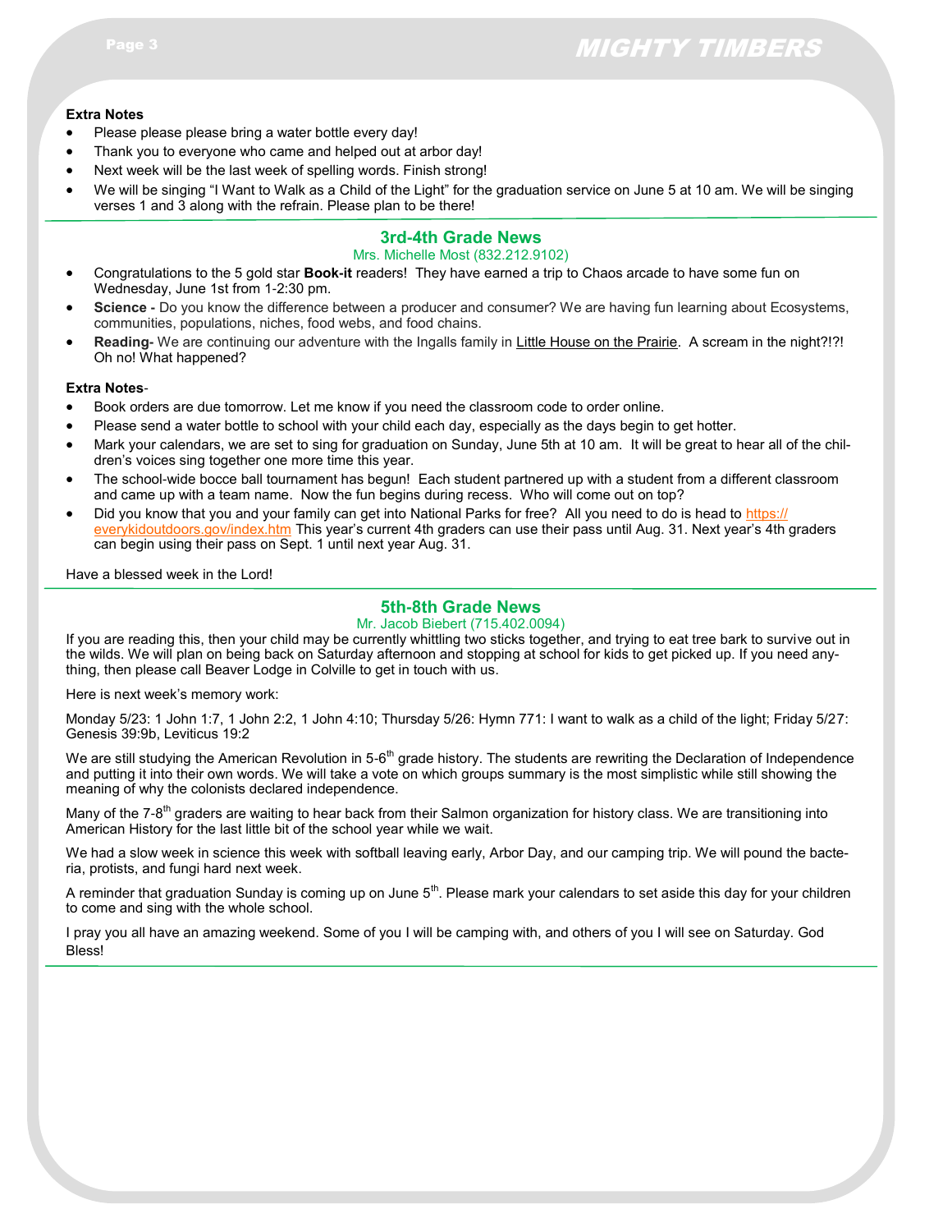**Extra Notes**

- Please please please bring a water bottle every day!
- Thank you to everyone who came and helped out at arbor day!
- Next week will be the last week of spelling words. Finish strong!
- We will be singing "I Want to Walk as a Child of the Light" for the graduation service on June 5 at 10 am. We will be singing verses 1 and 3 along with the refrain. Please plan to be there!

## 3rd-4th Grade News

Mrs. Michelle Most (832.212.9102)

- Congratulations to the 5 gold star **Book-it** readers! They have earned a trip to Chaos arcade to have some fun on Wednesday, June 1st from 1-2:30 pm.
- **Science -** Do you know the difference between a producer and consumer? We are having fun learning about Ecosystems, communities, populations, niches, food webs, and food chains.
- **Reading-** We are continuing our adventure with the Ingalls family in Little House on the Prairie. A scream in the night?!?! Oh no! What happened?

**Extra Notes**-

- Book orders are due tomorrow. Let me know if you need the classroom code to order online.
- Please send a water bottle to school with your child each day, especially as the days begin to get hotter.
- Mark your calendars, we are set to sing for graduation on Sunday, June 5th at 10 am. It will be great to hear all of the children's voices sing together one more time this year.
- The school-wide bocce ball tournament has begun! Each student partnered up with a student from a different classroom and came up with a team name. Now the fun begins during recess. Who will come out on top?
- Did you know that you and your family can get into National Parks for free? All you need to do is head to https://everykidoutdoors.gov/index.htm This year's current 4th graders can use their pass until Aug. 31. Next year's 4th graders can begin using their pass on Sept. 1 until next year Aug. 31.

Have a blessed week in the Lord!

## 5th-8th Grade News

Mr. Jacob Biebert (715.402.0094)

If you are reading this, then your child may be currently whittling two sticks together, and trying to eat tree bark to survive out in the wilds. We will plan on being back on Saturday afternoon and stopping at school for kids to get picked up. If you need anything, then please call Beaver Lodge in Colville to get in touch with us.

Here is next week's memory work:

Monday 5/23: 1 John 1:7, 1 John 2:2, 1 John 4:10; Thursday 5/26: Hymn 771: I want to walk as a child of the light; Friday 5/27: Genesis 39:9b, Leviticus 19:2

We are still studying the American Revolution in 5-6th grade history. The students are rewriting the Declaration of Independence and putting it into their own words. We will take a vote on which groups summary is the most simplistic while still showing the meaning of why the colonists declared independence.

Many of the 7-8th graders are waiting to hear back from their Salmon organization for history class. We are transitioning into American History for the last little bit of the school year while we wait.

We had a slow week in science this week with softball leaving early, Arbor Day, and our camping trip. We will pound the bacteria, protists, and fungi hard next week.

A reminder that graduation Sunday is coming up on June 5th. Please mark your calendars to set aside this day for your children to come and sing with the whole school.

I pray you all have an amazing weekend. Some of you I will be camping with, and others of you I will see on Saturday. God Bless!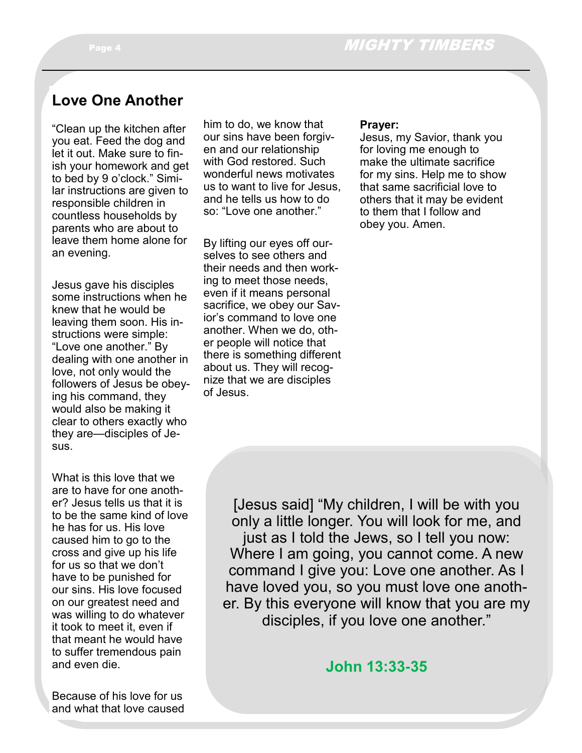## Love One Another

"Clean up the kitchen after you eat. Feed the dog and let it out. Make sure to finish your homework and get to bed by 9 o'clock." Similar instructions are given to responsible children in countless households by parents who are about to leave them home alone for an evening.

Jesus gave his disciples some instructions when he knew that he would be leaving them soon. His instructions were simple: "Love one another." By dealing with one another in love, not only would the followers of Jesus be obeying his command, they would also be making it clear to others exactly who they are—disciples of Jesus.

What is this love that we are to have for one another? Jesus tells us that it is to be the same kind of love he has for us. His love caused him to go to the cross and give up his life for us so that we don't have to be punished for our sins. His love focused on our greatest need and was willing to do whatever it took to meet it, even if that meant he would have to suffer tremendous pain and even die.

Because of his love for us and what that love caused him to do, we know that our sins have been forgiven and our relationship with God restored. Such wonderful news motivates us to want to live for Jesus, and he tells us how to do so: "Love one another."

By lifting our eyes off ourselves to see others and their needs and then working to meet those needs, even if it means personal sacrifice, we obey our Savior's command to love one another. When we do, other people will notice that there is something different about us. They will recognize that we are disciples of Jesus.

**Prayer:**
Jesus, my Savior, thank you for loving me enough to make the ultimate sacrifice for my sins. Help me to show that same sacrificial love to others that it may be evident to them that I follow and obey you. Amen.

[Jesus said] "My children, I will be with you only a little longer. You will look for me, and just as I told the Jews, so I tell you now: Where I am going, you cannot come. A new command I give you: Love one another. As I have loved you, so you must love one another. By this everyone will know that you are my disciples, if you love one another."

**John 13:33-35**